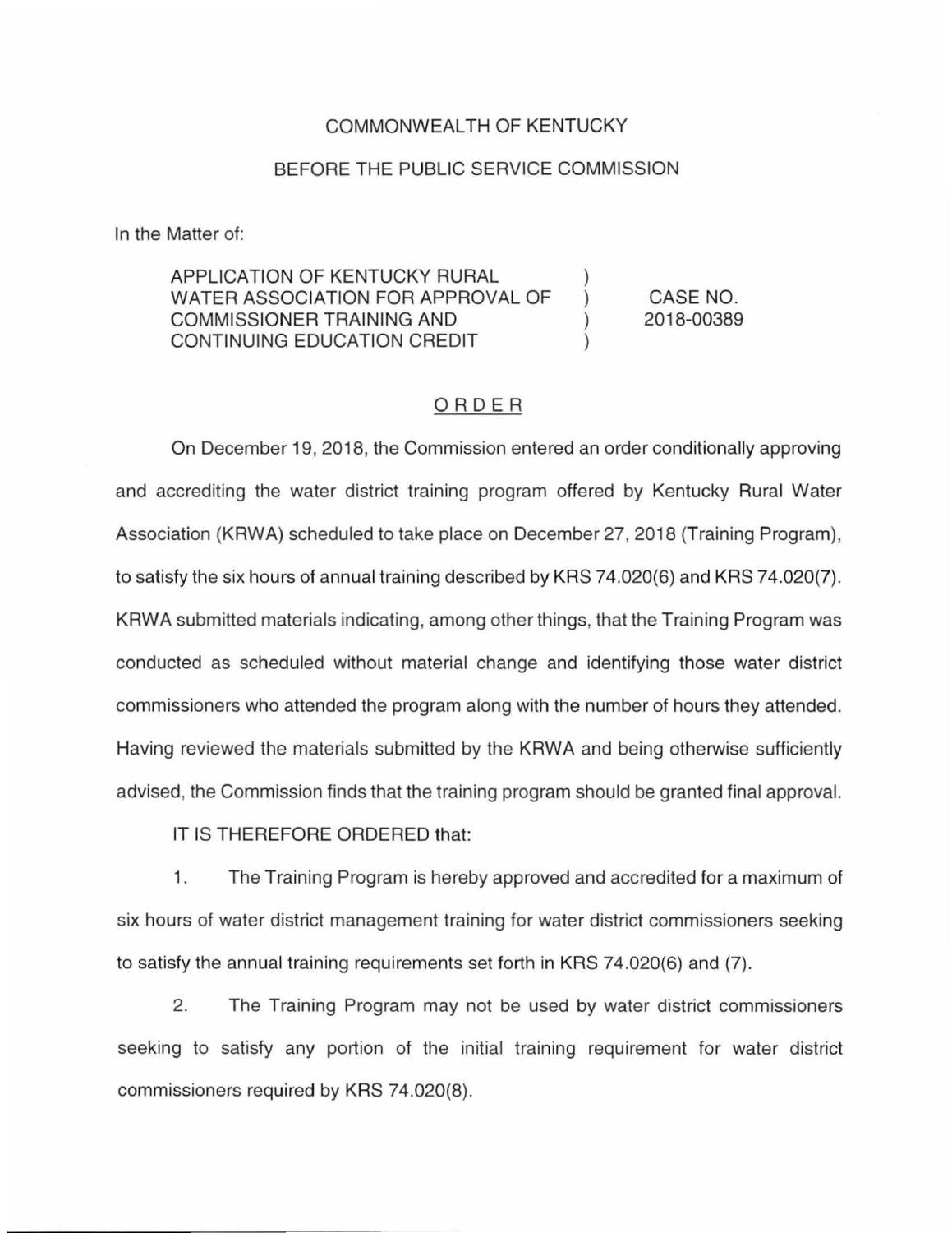COMMONWEALTH OF KENTUCKY

BEFORE THE PUBLIC SERVICE COMMISSION

In the Matter of:

| | | |
|---|---|---|
| APPLICATION OF KENTUCKY RURAL WATER ASSOCIATION FOR APPROVAL OF COMMISSIONER TRAINING AND CONTINUING EDUCATION CREDIT | ) ) ) ) | CASE NO. 2018-00389 |

## ORDER

On December 19, 2018, the Commission entered an order conditionally approving and accrediting the water district training program offered by Kentucky Rural Water Association (KRWA) scheduled to take place on December 27, 2018 (Training Program), to satisfy the six hours of annual training described by KRS 74.020(6) and KRS 74.020(7). KRWA submitted materials indicating, among other things, that the Training Program was conducted as scheduled without material change and identifying those water district commissioners who attended the program along with the number of hours they attended. Having reviewed the materials submitted by the KRWA and being otherwise sufficiently advised, the Commission finds that the training program should be granted final approval.

IT IS THEREFORE ORDERED that:

1. The Training Program is hereby approved and accredited for a maximum of six hours of water district management training for water district commissioners seeking to satisfy the annual training requirements set forth in KRS 74.020(6) and (7).

2. The Training Program may not be used by water district commissioners seeking to satisfy any portion of the initial training requirement for water district commissioners required by KRS 74.020(8).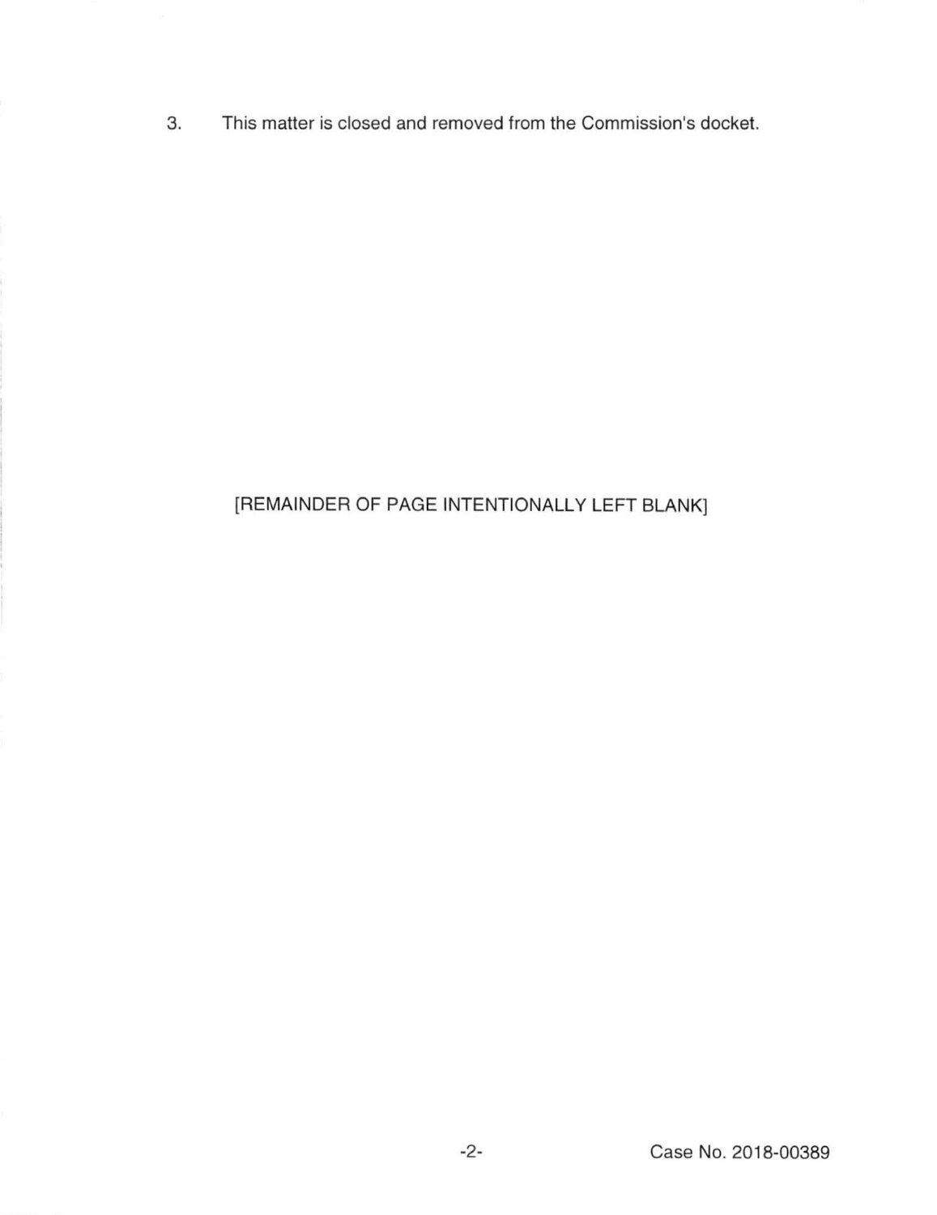3. This matter is closed and removed from the Commission's docket.

[REMAINDER OF PAGE INTENTIONALLY LEFT BLANK]

Case No. 2018-00389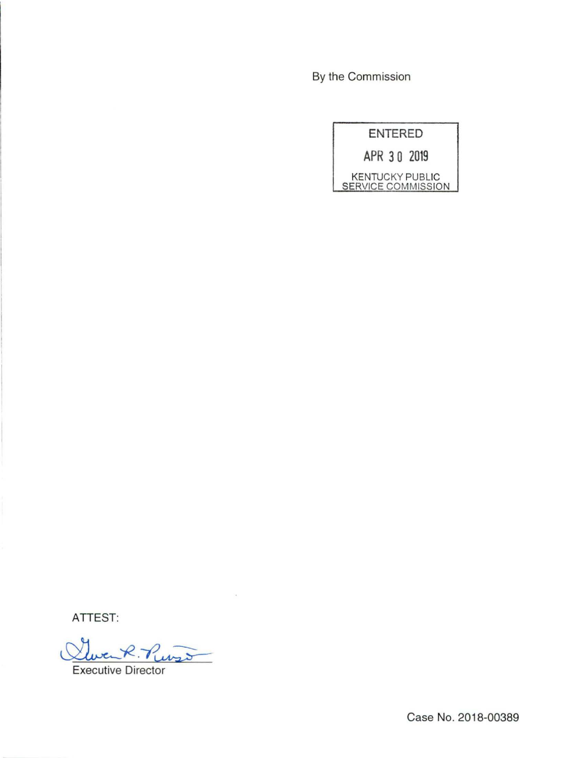By the Commission

ENTERED

APR 30 2019

KENTUCKY PUBLIC SERVICE COMMISSION

ATTEST:

Executive Director

Case No. 2018-00389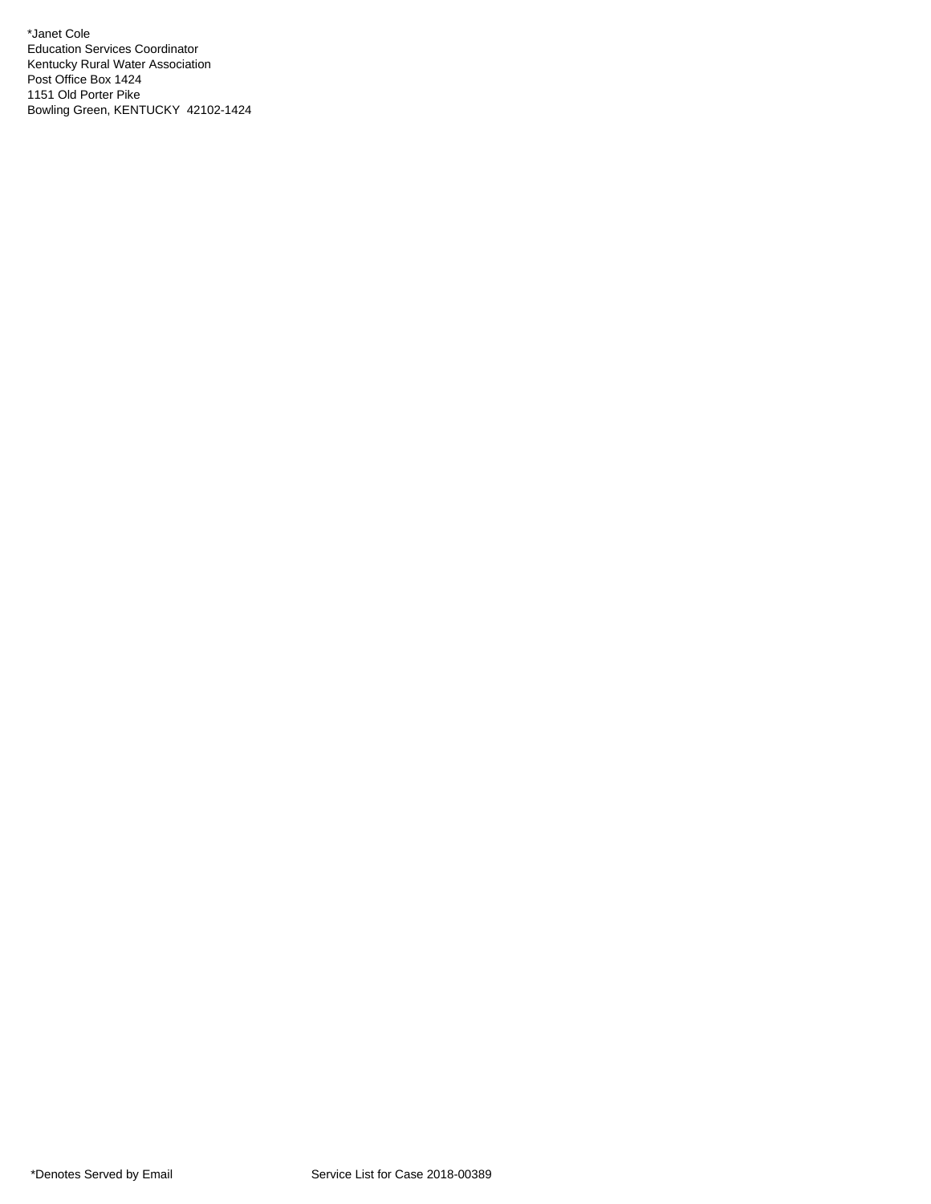*Janet Cole
Education Services Coordinator
Kentucky Rural Water Association
Post Office Box 1424
1151 Old Porter Pike
Bowling Green, KENTUCKY  42102-1424

*Denotes Served by Email

Service List for Case 2018-00389